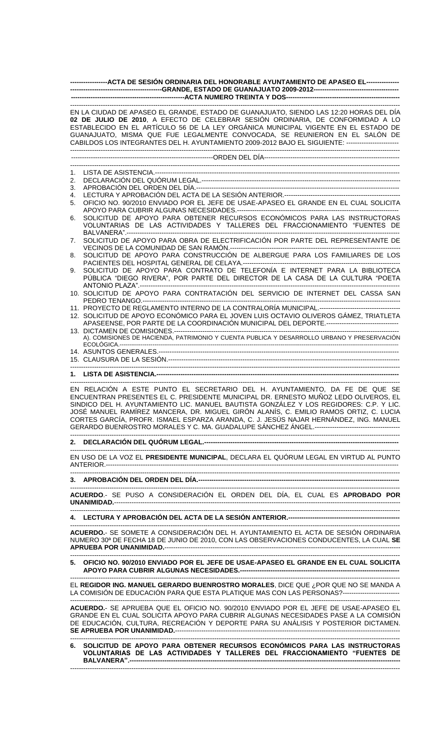**ACTA DE SESIÓN ORDINARIA DEL HONORABLE AYUNTAMIENTO DE APASEO EL GRANDE, ESTADO DE GUANAJUATO 2009-2012**

**ACTA NUMERO TREINTA Y DOS**

EN LA CIUDAD DE APASEO EL GRANDE, ESTADO DE GUANAJUATO, SIENDO LAS 12:20 HORAS DEL DÍA **02 DE JULIO DE 2010**, A EFECTO DE CELEBRAR SESIÓN ORDINARIA, DE CONFORMIDAD A LO ESTABLECIDO EN EL ARTÍCULO 56 DE LA LEY ORGÁNICA MUNICIPAL VIGENTE EN EL ESTADO DE GUANAJUATO, MISMA QUE FUE LEGALMENTE CONVOCADA, SE REUNIERON EN EL SALÓN DE CABILDOS LOS INTEGRANTES DEL H. AYUNTAMIENTO 2009-2012 BAJO EL SIGUIENTE:

ORDEN DEL DÍA

1. LISTA DE ASISTENCIA.
2. DECLARACIÓN DEL QUÓRUM LEGAL.
3. APROBACIÓN DEL ORDEN DEL DÍA.
4. LECTURA Y APROBACIÓN DEL ACTA DE LA SESIÓN ANTERIOR.
5. OFICIO NO. 90/2010 ENVIADO POR EL JEFE DE USAE-APASEO EL GRANDE EN EL CUAL SOLICITA APOYO PARA CUBRIR ALGUNAS NECESIDADES.
6. SOLICITUD DE APOYO PARA OBTENER RECURSOS ECONÓMICOS PARA LAS INSTRUCTORAS VOLUNTARIAS DE LAS ACTIVIDADES Y TALLERES DEL FRACCIONAMIENTO "FUENTES DE BALVANERA".
7. SOLICITUD DE APOYO PARA OBRA DE ELECTRIFICACIÓN POR PARTE DEL REPRESENTANTE DE VECINOS DE LA COMUNIDAD DE SAN RAMÓN.
8. SOLICITUD DE APOYO PARA CONSTRUCCIÓN DE ALBERGUE PARA LOS FAMILIARES DE LOS PACIENTES DEL HOSPITAL GENERAL DE CELAYA.
9. SOLICITUD DE APOYO PARA CONTRATO DE TELEFONÍA E INTERNET PARA LA BIBLIOTECA PÚBLICA "DIEGO RIVERA", POR PARTE DEL DIRECTOR DE LA CASA DE LA CULTURA "POETA ANTONIO PLAZA".
10. SOLICITUD DE APOYO PARA CONTRATACIÓN DEL SERVICIO DE INTERNET DEL CASSA SAN PEDRO TENANGO.
11. PROYECTO DE REGLAMENTO INTERNO DE LA CONTRALORÍA MUNICIPAL.
12. SOLICITUD DE APOYO ECONÓMICO PARA EL JOVEN LUIS OCTAVIO OLIVEROS GÁMEZ, TRIATLETA APASEENSE, POR PARTE DE LA COORDINACIÓN MUNICIPAL DEL DEPORTE.
13. DICTAMEN DE COMISIONES.
    A). COMISIONES DE HACIENDA, PATRIMONIO Y CUENTA PUBLICA Y DESARROLLO URBANO Y PRESERVACIÓN ECOLÓGICA.
14. ASUNTOS GENERALES.
15. CLAUSURA DE LA SESIÓN.

**1. LISTA DE ASISTENCIA.**

EN RELACIÓN A ESTE PUNTO EL SECRETARIO DEL H. AYUNTAMIENTO, DA FE DE QUE SE ENCUENTRAN PRESENTES EL C. PRESIDENTE MUNICIPAL DR. ERNESTO MUÑOZ LEDO OLIVEROS, EL SINDICO DEL H. AYUNTAMIENTO LIC. MANUEL BAUTISTA GONZÁLEZ Y LOS REGIDORES: C.P. Y LIC. JOSÉ MANUEL RAMÍREZ MANCERA, DR. MIGUEL GIRÓN ALANÍS, C. EMILIO RAMOS ORTIZ, C. LUCIA CORTES GARCÍA, PROFR. ISMAEL ESPARZA ARANDA, C. J. JESÚS NAJAR HERNÁNDEZ, ING. MANUEL GERARDO BUENROSTRO MORALES Y C. MA. GUADALUPE SÁNCHEZ ÁNGEL.

**2. DECLARACIÓN DEL QUÓRUM LEGAL.**

EN USO DE LA VOZ EL **PRESIDENTE MUNICIPAL**, DECLARA EL QUÓRUM LEGAL EN VIRTUD AL PUNTO ANTERIOR.

**3. APROBACIÓN DEL ORDEN DEL DÍA.**

**ACUERDO**.- SE PUSO A CONSIDERACIÓN EL ORDEN DEL DÍA, EL CUAL ES **APROBADO POR UNANIMIDAD.**

**4. LECTURA Y APROBACIÓN DEL ACTA DE LA SESIÓN ANTERIOR.**

**ACUERDO.**- SE SOMETE A CONSIDERACIÓN DEL H. AYUNTAMIENTO EL ACTA DE SESIÓN ORDINARIA NUMERO 30ª DE FECHA 18 DE JUNIO DE 2010, CON LAS OBSERVACIONES CONDUCENTES, LA CUAL **SE APRUEBA POR UNANIMIDAD.**

**5. OFICIO NO. 90/2010 ENVIADO POR EL JEFE DE USAE-APASEO EL GRANDE EN EL CUAL SOLICITA APOYO PARA CUBRIR ALGUNAS NECESIDADES.**

EL **REGIDOR ING. MANUEL GERARDO BUENROSTRO MORALES**, DICE QUE ¿POR QUE NO SE MANDA A LA COMISIÓN DE EDUCACIÓN PARA QUE ESTA PLATIQUE MAS CON LAS PERSONAS?

**ACUERDO.**- SE APRUEBA QUE EL OFICIO NO. 90/2010 ENVIADO POR EL JEFE DE USAE-APASEO EL GRANDE EN EL CUAL SOLICITA APOYO PARA CUBRIR ALGUNAS NECESIDADES PASE A LA COMISIÓN DE EDUCACIÓN, CULTURA, RECREACIÓN Y DEPORTE PARA SU ANÁLISIS Y POSTERIOR DICTAMEN. **SE APRUEBA POR UNANIMIDAD.**

**6. SOLICITUD DE APOYO PARA OBTENER RECURSOS ECONÓMICOS PARA LAS INSTRUCTORAS VOLUNTARIAS DE LAS ACTIVIDADES Y TALLERES DEL FRACCIONAMIENTO "FUENTES DE BALVANERA".**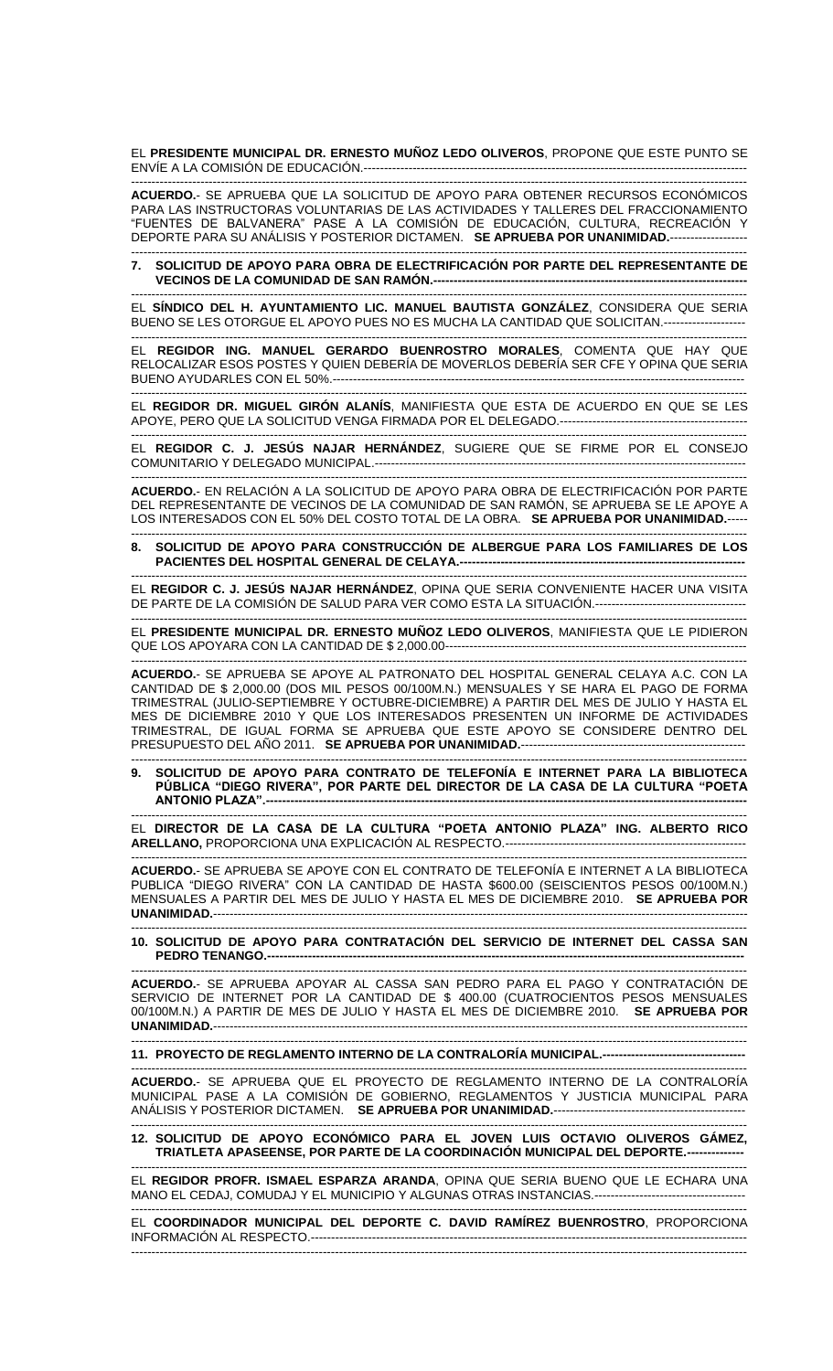EL **PRESIDENTE MUNICIPAL DR. ERNESTO MUÑOZ LEDO OLIVEROS**, PROPONE QUE ESTE PUNTO SE ENVÍE A LA COMISIÓN DE EDUCACIÓN.---------------------------------------------------------------------------------------------------

**ACUERDO.**- SE APRUEBA QUE LA SOLICITUD DE APOYO PARA OBTENER RECURSOS ECONÓMICOS PARA LAS INSTRUCTORAS VOLUNTARIAS DE LAS ACTIVIDADES Y TALLERES DEL FRACCIONAMIENTO "FUENTES DE BALVANERA" PASE A LA COMISIÓN DE EDUCACIÓN, CULTURA, RECREACIÓN Y DEPORTE PARA SU ANÁLISIS Y POSTERIOR DICTAMEN. **SE APRUEBA POR UNANIMIDAD.**-------------------

**7. SOLICITUD DE APOYO PARA OBRA DE ELECTRIFICACIÓN POR PARTE DEL REPRESENTANTE DE VECINOS DE LA COMUNIDAD DE SAN RAMÓN.**------------------------------------------------------------------------------

EL **SÍNDICO DEL H. AYUNTAMIENTO LIC. MANUEL BAUTISTA GONZÁLEZ**, CONSIDERA QUE SERIA BUENO SE LES OTORGUE EL APOYO PUES NO ES MUCHA LA CANTIDAD QUE SOLICITAN.--------------------

EL **REGIDOR ING. MANUEL GERARDO BUENROSTRO MORALES**, COMENTA QUE HAY QUE RELOCALIZAR ESOS POSTES Y QUIEN DEBERÍA DE MOVERLOS DEBERÍA SER CFE Y OPINA QUE SERIA BUENO AYUDARLES CON EL 50%.---------------------------------------------------------------------------------------------------

EL **REGIDOR DR. MIGUEL GIRÓN ALANÍS**, MANIFIESTA QUE ESTA DE ACUERDO EN QUE SE LES APOYE, PERO QUE LA SOLICITUD VENGA FIRMADA POR EL DELEGADO.----------------------------------------------

EL **REGIDOR C. J. JESÚS NAJAR HERNÁNDEZ**, SUGIERE QUE SE FIRME POR EL CONSEJO COMUNITARIO Y DELEGADO MUNICIPAL.---------------------------------------------------------------------------------------

**ACUERDO.**- EN RELACIÓN A LA SOLICITUD DE APOYO PARA OBRA DE ELECTRIFICACIÓN POR PARTE DEL REPRESENTANTE DE VECINOS DE LA COMUNIDAD DE SAN RAMÓN, SE APRUEBA SE LE APOYE A LOS INTERESADOS CON EL 50% DEL COSTO TOTAL DE LA OBRA. **SE APRUEBA POR UNANIMIDAD.**-----

**8. SOLICITUD DE APOYO PARA CONSTRUCCIÓN DE ALBERGUE PARA LOS FAMILIARES DE LOS PACIENTES DEL HOSPITAL GENERAL DE CELAYA.**----------------------------------------------------------------------

EL **REGIDOR C. J. JESÚS NAJAR HERNÁNDEZ**, OPINA QUE SERIA CONVENIENTE HACER UNA VISITA DE PARTE DE LA COMISIÓN DE SALUD PARA VER COMO ESTA LA SITUACIÓN.-------------------------------------

EL **PRESIDENTE MUNICIPAL DR. ERNESTO MUÑOZ LEDO OLIVEROS**, MANIFIESTA QUE LE PIDIERON QUE LOS APOYARA CON LA CANTIDAD DE $ 2,000.00---------------------------------------------------------------------------

**ACUERDO.**- SE APRUEBA SE APOYE AL PATRONATO DEL HOSPITAL GENERAL CELAYA A.C. CON LA CANTIDAD DE $ 2,000.00 (DOS MIL PESOS 00/100M.N.) MENSUALES Y SE HARA EL PAGO DE FORMA TRIMESTRAL (JULIO-SEPTIEMBRE Y OCTUBRE-DICIEMBRE) A PARTIR DEL MES DE JULIO Y HASTA EL MES DE DICIEMBRE 2010 Y QUE LOS INTERESADOS PRESENTEN UN INFORME DE ACTIVIDADES TRIMESTRAL, DE IGUAL FORMA SE APRUEBA QUE ESTE APOYO SE CONSIDERE DENTRO DEL PRESUPUESTO DEL AÑO 2011. **SE APRUEBA POR UNANIMIDAD.**-------------------------------------------------------

**9. SOLICITUD DE APOYO PARA CONTRATO DE TELEFONÍA E INTERNET PARA LA BIBLIOTECA PÚBLICA "DIEGO RIVERA", POR PARTE DEL DIRECTOR DE LA CASA DE LA CULTURA "POETA ANTONIO PLAZA".**------------------------------------------------------------------------------------------------------------

EL **DIRECTOR DE LA CASA DE LA CULTURA "POETA ANTONIO PLAZA" ING. ALBERTO RICO ARELLANO,** PROPORCIONA UNA EXPLICACIÓN AL RESPECTO.-----------------------------------------------------------

**ACUERDO.**- SE APRUEBA SE APOYE CON EL CONTRATO DE TELEFONÍA E INTERNET A LA BIBLIOTECA PUBLICA "DIEGO RIVERA" CON LA CANTIDAD DE HASTA $600.00 (SEISCIENTOS PESOS 00/100M.N.) MENSUALES A PARTIR DEL MES DE JULIO Y HASTA EL MES DE DICIEMBRE 2010. **SE APRUEBA POR UNANIMIDAD.**------------------------------------------------------------------------------------------------------------------

**10. SOLICITUD DE APOYO PARA CONTRATACIÓN DEL SERVICIO DE INTERNET DEL CASSA SAN PEDRO TENANGO.**-----------------------------------------------------------------------------------------------------------

**ACUERDO.**- SE APRUEBA APOYAR AL CASSA SAN PEDRO PARA EL PAGO Y CONTRATACIÓN DE SERVICIO DE INTERNET POR LA CANTIDAD DE $ 400.00 (CUATROCIENTOS PESOS MENSUALES 00/100M.N.) A PARTIR DE MES DE JULIO Y HASTA EL MES DE DICIEMBRE 2010. **SE APRUEBA POR UNANIMIDAD.**------------------------------------------------------------------------------------------------------------------

**11. PROYECTO DE REGLAMENTO INTERNO DE LA CONTRALORÍA MUNICIPAL.**-----------------------------------

**ACUERDO.**- SE APRUEBA QUE EL PROYECTO DE REGLAMENTO INTERNO DE LA CONTRALORÍA MUNICIPAL PASE A LA COMISIÓN DE GOBIERNO, REGLAMENTOS Y JUSTICIA MUNICIPAL PARA ANÁLISIS Y POSTERIOR DICTAMEN. **SE APRUEBA POR UNANIMIDAD.**-----------------------------------------------

**12. SOLICITUD DE APOYO ECONÓMICO PARA EL JOVEN LUIS OCTAVIO OLIVEROS GÁMEZ, TRIATLETA APASEENSE, POR PARTE DE LA COORDINACIÓN MUNICIPAL DEL DEPORTE.**--------------

EL **REGIDOR PROFR. ISMAEL ESPARZA ARANDA**, OPINA QUE SERIA BUENO QUE LE ECHARA UNA MANO EL CEDAJ, COMUDAJ Y EL MUNICIPIO Y ALGUNAS OTRAS INSTANCIAS.-------------------------------------

EL **COORDINADOR MUNICIPAL DEL DEPORTE C. DAVID RAMÍREZ BUENROSTRO**, PROPORCIONA INFORMACIÓN AL RESPECTO.-----------------------------------------------------------------------------------------------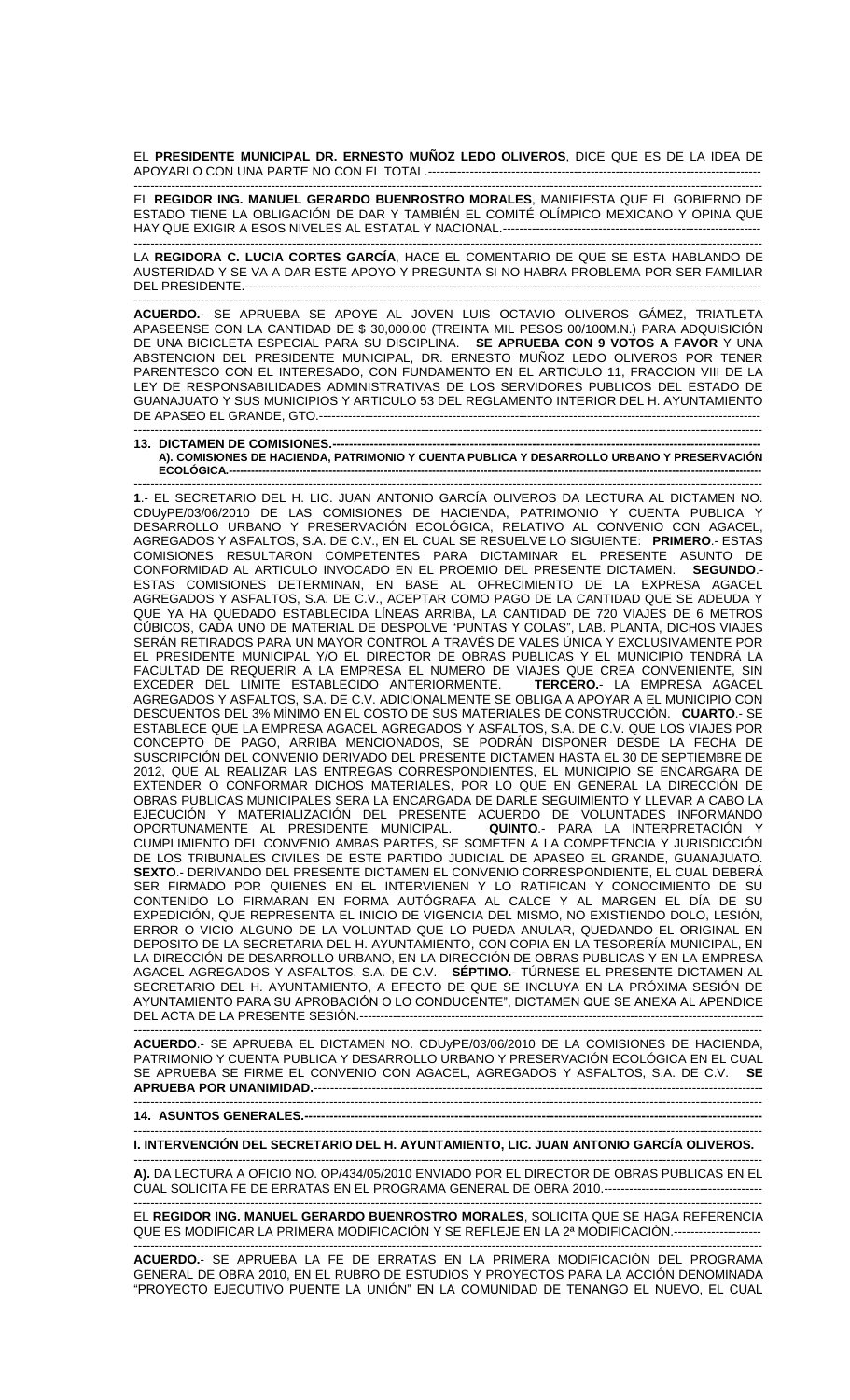EL **PRESIDENTE MUNICIPAL DR. ERNESTO MUÑOZ LEDO OLIVEROS**, DICE QUE ES DE LA IDEA DE APOYARLO CON UNA PARTE NO CON EL TOTAL.-------------------------------------------------------------------------------

EL **REGIDOR ING. MANUEL GERARDO BUENROSTRO MORALES**, MANIFIESTA QUE EL GOBIERNO DE ESTADO TIENE LA OBLIGACIÓN DE DAR Y TAMBIÉN EL COMITÉ OLÍMPICO MEXICANO Y OPINA QUE HAY QUE EXIGIR A ESOS NIVELES AL ESTATAL Y NACIONAL.-------------------------------------------------------------

LA **REGIDORA C. LUCIA CORTES GARCÍA**, HACE EL COMENTARIO DE QUE SE ESTA HABLANDO DE AUSTERIDAD Y SE VA A DAR ESTE APOYO Y PREGUNTA SI NO HABRA PROBLEMA POR SER FAMILIAR DEL PRESIDENTE.---------------------------------------------------------------------------------------------------------------------

**ACUERDO.**- SE APRUEBA SE APOYE AL JOVEN LUIS OCTAVIO OLIVEROS GÁMEZ, TRIATLETA APASEENSE CON LA CANTIDAD DE $ 30,000.00 (TREINTA MIL PESOS 00/100M.N.) PARA ADQUISICIÓN DE UNA BICICLETA ESPECIAL PARA SU DISCIPLINA. **SE APRUEBA CON 9 VOTOS A FAVOR** Y UNA ABSTENCION DEL PRESIDENTE MUNICIPAL, DR. ERNESTO MUÑOZ LEDO OLIVEROS POR TENER PARENTESCO CON EL INTERESADO, CON FUNDAMENTO EN EL ARTICULO 11, FRACCION VIII DE LA LEY DE RESPONSABILIDADES ADMINISTRATIVAS DE LOS SERVIDORES PUBLICOS DEL ESTADO DE GUANAJUATO Y SUS MUNICIPIOS Y ARTICULO 53 DEL REGLAMENTO INTERIOR DEL H. AYUNTAMIENTO DE APASEO EL GRANDE, GTO.-----------------------------------------------------------------------------------------------------

**13. DICTAMEN DE COMISIONES.--------------------------------------------------------------------------------------------------**

**A). COMISIONES DE HACIENDA, PATRIMONIO Y CUENTA PUBLICA Y DESARROLLO URBANO Y PRESERVACIÓN ECOLÓGICA.--------------------------------------------------------------------------------------------------------------------**

**1**.- EL SECRETARIO DEL H. LIC. JUAN ANTONIO GARCÍA OLIVEROS DA LECTURA AL DICTAMEN NO. CDUyPE/03/06/2010 DE LAS COMISIONES DE HACIENDA, PATRIMONIO Y CUENTA PUBLICA Y DESARROLLO URBANO Y PRESERVACIÓN ECOLÓGICA, RELATIVO AL CONVENIO CON AGACEL, AGREGADOS Y ASFALTOS, S.A. DE C.V., EN EL CUAL SE RESUELVE LO SIGUIENTE: **PRIMERO**.- ESTAS COMISIONES RESULTARON COMPETENTES PARA DICTAMINAR EL PRESENTE ASUNTO DE CONFORMIDAD AL ARTICULO INVOCADO EN EL PROEMIO DEL PRESENTE DICTAMEN. **SEGUNDO**.- ESTAS COMISIONES DETERMINAN, EN BASE AL OFRECIMIENTO DE LA EXPRESA AGACEL AGREGADOS Y ASFALTOS, S.A. DE C.V., ACEPTAR COMO PAGO DE LA CANTIDAD QUE SE ADEUDA Y QUE YA HA QUEDADO ESTABLECIDA LÍNEAS ARRIBA, LA CANTIDAD DE 720 VIAJES DE 6 METROS CÚBICOS, CADA UNO DE MATERIAL DE DESPOLVE "PUNTAS Y COLAS", LAB. PLANTA, DICHOS VIAJES SERÁN RETIRADOS PARA UN MAYOR CONTROL A TRAVÉS DE VALES ÚNICA Y EXCLUSIVAMENTE POR EL PRESIDENTE MUNICIPAL Y/O EL DIRECTOR DE OBRAS PUBLICAS Y EL MUNICIPIO TENDRÁ LA FACULTAD DE REQUERIR A LA EMPRESA EL NUMERO DE VIAJES QUE CREA CONVENIENTE, SIN EXCEDER DEL LIMITE ESTABLECIDO ANTERIORMENTE. **TERCERO.**- LA EMPRESA AGACEL AGREGADOS Y ASFALTOS, S.A. DE C.V. ADICIONALMENTE SE OBLIGA A APOYAR A EL MUNICIPIO CON DESCUENTOS DEL 3% MÍNIMO EN EL COSTO DE SUS MATERIALES DE CONSTRUCCIÓN. **CUARTO**.- SE ESTABLECE QUE LA EMPRESA AGACEL AGREGADOS Y ASFALTOS, S.A. DE C.V. QUE LOS VIAJES POR CONCEPTO DE PAGO, ARRIBA MENCIONADOS, SE PODRÁN DISPONER DESDE LA FECHA DE SUSCRIPCIÓN DEL CONVENIO DERIVADO DEL PRESENTE DICTAMEN HASTA EL 30 DE SEPTIEMBRE DE 2012, QUE AL REALIZAR LAS ENTREGAS CORRESPONDIENTES, EL MUNICIPIO SE ENCARGARA DE EXTENDER O CONFORMAR DICHOS MATERIALES, POR LO QUE EN GENERAL LA DIRECCIÓN DE OBRAS PUBLICAS MUNICIPALES SERA LA ENCARGADA DE DARLE SEGUIMIENTO Y LLEVAR A CABO LA EJECUCIÓN Y MATERIALIZACIÓN DEL PRESENTE ACUERDO DE VOLUNTADES INFORMANDO OPORTUNAMENTE AL PRESIDENTE MUNICIPAL. **QUINTO**.- PARA LA INTERPRETACIÓN Y CUMPLIMIENTO DEL CONVENIO AMBAS PARTES, SE SOMETEN A LA COMPETENCIA Y JURISDICCIÓN DE LOS TRIBUNALES CIVILES DE ESTE PARTIDO JUDICIAL DE APASEO EL GRANDE, GUANAJUATO. **SEXTO**.- DERIVANDO DEL PRESENTE DICTAMEN EL CONVENIO CORRESPONDIENTE, EL CUAL DEBERÁ SER FIRMADO POR QUIENES EN EL INTERVIENEN Y LO RATIFICAN Y CONOCIMIENTO DE SU CONTENIDO LO FIRMARAN EN FORMA AUTÓGRAFA AL CALCE Y AL MARGEN EL DÍA DE SU EXPEDICIÓN, QUE REPRESENTA EL INICIO DE VIGENCIA DEL MISMO, NO EXISTIENDO DOLO, LESIÓN, ERROR O VICIO ALGUNO DE LA VOLUNTAD QUE LO PUEDA ANULAR, QUEDANDO EL ORIGINAL EN DEPOSITO DE LA SECRETARIA DEL H. AYUNTAMIENTO, CON COPIA EN LA TESORERÍA MUNICIPAL, EN LA DIRECCIÓN DE DESARROLLO URBANO, EN LA DIRECCIÓN DE OBRAS PUBLICAS Y EN LA EMPRESA AGACEL AGREGADOS Y ASFALTOS, S.A. DE C.V. **SÉPTIMO.**- TÚRNESE EL PRESENTE DICTAMEN AL SECRETARIO DEL H. AYUNTAMIENTO, A EFECTO DE QUE SE INCLUYA EN LA PRÓXIMA SESIÓN DE AYUNTAMIENTO PARA SU APROBACIÓN O LO CONDUCENTE", DICTAMEN QUE SE ANEXA AL APENDICE DEL ACTA DE LA PRESENTE SESIÓN.-------------------------------------------------------------------------------------------

**ACUERDO**.- SE APRUEBA EL DICTAMEN NO. CDUyPE/03/06/2010 DE LA COMISIONES DE HACIENDA, PATRIMONIO Y CUENTA PUBLICA Y DESARROLLO URBANO Y PRESERVACIÓN ECOLÓGICA EN EL CUAL SE APRUEBA SE FIRME EL CONVENIO CON AGACEL, AGREGADOS Y ASFALTOS, S.A. DE C.V. **SE APRUEBA POR UNANIMIDAD.**--------------------------------------------------------------------------------------------------------

**14. ASUNTOS GENERALES.-------------------------------------------------------------------------------------------------------**

**I. INTERVENCIÓN DEL SECRETARIO DEL H. AYUNTAMIENTO, LIC. JUAN ANTONIO GARCÍA OLIVEROS.**

**A).** DA LECTURA A OFICIO NO. OP/434/05/2010 ENVIADO POR EL DIRECTOR DE OBRAS PUBLICAS EN EL CUAL SOLICITA FE DE ERRATAS EN EL PROGRAMA GENERAL DE OBRA 2010.--------------------------------------

EL **REGIDOR ING. MANUEL GERARDO BUENROSTRO MORALES**, SOLICITA QUE SE HAGA REFERENCIA QUE ES MODIFICAR LA PRIMERA MODIFICACIÓN Y SE REFLEJE EN LA 2ª MODIFICACIÓN.---------------------

**ACUERDO.**- SE APRUEBA LA FE DE ERRATAS EN LA PRIMERA MODIFICACIÓN DEL PROGRAMA GENERAL DE OBRA 2010, EN EL RUBRO DE ESTUDIOS Y PROYECTOS PARA LA ACCIÓN DENOMINADA "PROYECTO EJECUTIVO PUENTE LA UNIÓN" EN LA COMUNIDAD DE TENANGO EL NUEVO, EL CUAL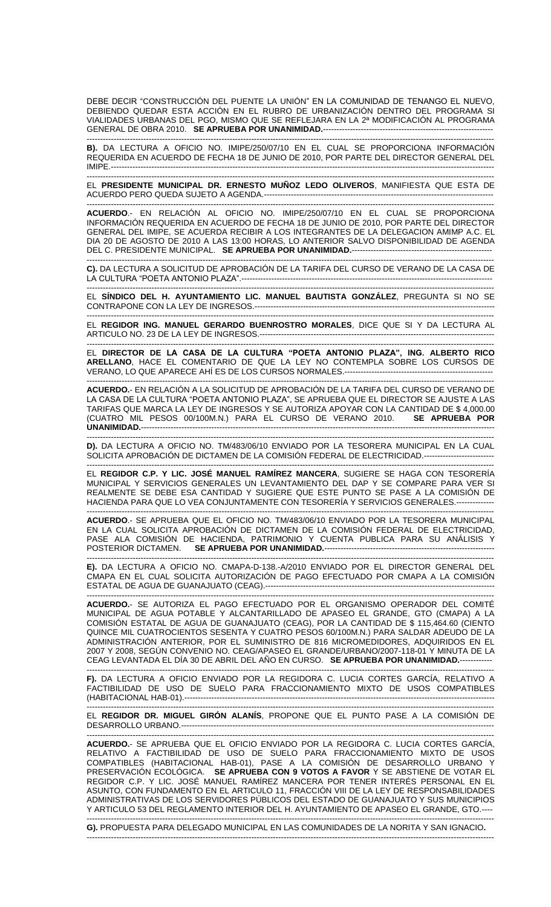DEBE DECIR "CONSTRUCCIÓN DEL PUENTE LA UNIÓN" EN LA COMUNIDAD DE TENANGO EL NUEVO, DEBIENDO QUEDAR ESTA ACCIÓN EN EL RUBRO DE URBANIZACIÓN DENTRO DEL PROGRAMA SI VIALIDADES URBANAS DEL PGO, MISMO QUE SE REFLEJARA EN LA 2ª MODIFICACIÓN AL PROGRAMA GENERAL DE OBRA 2010. **SE APRUEBA POR UNANIMIDAD.**---

---

**B).** DA LECTURA A OFICIO NO. IMIPE/250/07/10 EN EL CUAL SE PROPORCIONA INFORMACIÓN REQUERIDA EN ACUERDO DE FECHA 18 DE JUNIO DE 2010, POR PARTE DEL DIRECTOR GENERAL DEL IMIPE.---

---

EL **PRESIDENTE MUNICIPAL DR. ERNESTO MUÑOZ LEDO OLIVEROS**, MANIFIESTA QUE ESTA DE ACUERDO PERO QUEDA SUJETO A AGENDA.---

---

**ACUERDO**.- EN RELACIÓN AL OFICIO NO. IMIPE/250/07/10 EN EL CUAL SE PROPORCIONA INFORMACIÓN REQUERIDA EN ACUERDO DE FECHA 18 DE JUNIO DE 2010, POR PARTE DEL DIRECTOR GENERAL DEL IMIPE, SE ACUERDA RECIBIR A LOS INTEGRANTES DE LA DELEGACION AMIMP A.C. EL DIA 20 DE AGOSTO DE 2010 A LAS 13:00 HORAS, LO ANTERIOR SALVO DISPONIBILIDAD DE AGENDA DEL C. PRESIDENTE MUNICIPAL. **SE APRUEBA POR UNANIMIDAD.**---

---

**C).** DA LECTURA A SOLICITUD DE APROBACIÓN DE LA TARIFA DEL CURSO DE VERANO DE LA CASA DE LA CULTURA "POETA ANTONIO PLAZA".---

---

EL **SÍNDICO DEL H. AYUNTAMIENTO LIC. MANUEL BAUTISTA GONZÁLEZ**, PREGUNTA SI NO SE CONTRAPONE CON LA LEY DE INGRESOS.---

---

EL **REGIDOR ING. MANUEL GERARDO BUENROSTRO MORALES**, DICE QUE SI Y DA LECTURA AL ARTICULO NO. 23 DE LA LEY DE INGRESOS.---

---

EL **DIRECTOR DE LA CASA DE LA CULTURA "POETA ANTONIO PLAZA", ING. ALBERTO RICO ARELLANO**, HACE EL COMENTARIO DE QUE LA LEY NO CONTEMPLA SOBRE LOS CURSOS DE VERANO, LO QUE APARECE AHÍ ES DE LOS CURSOS NORMALES.---

---

**ACUERDO.**- EN RELACIÓN A LA SOLICITUD DE APROBACIÓN DE LA TARIFA DEL CURSO DE VERANO DE LA CASA DE LA CULTURA "POETA ANTONIO PLAZA", SE APRUEBA QUE EL DIRECTOR SE AJUSTE A LAS TARIFAS QUE MARCA LA LEY DE INGRESOS Y SE AUTORIZA APOYAR CON LA CANTIDAD DE $ 4,000.00 (CUATRO MIL PESOS 00/100M.N.) PARA EL CURSO DE VERANO 2010. **SE APRUEBA POR UNANIMIDAD.**---

---

**D).** DA LECTURA A OFICIO NO. TM/483/06/10 ENVIADO POR LA TESORERA MUNICIPAL EN LA CUAL SOLICITA APROBACIÓN DE DICTAMEN DE LA COMISIÓN FEDERAL DE ELECTRICIDAD.---

---

EL **REGIDOR C.P. Y LIC. JOSÉ MANUEL RAMÍREZ MANCERA**, SUGIERE SE HAGA CON TESORERÍA MUNICIPAL Y SERVICIOS GENERALES UN LEVANTAMIENTO DEL DAP Y SE COMPARE PARA VER SI REALMENTE SE DEBE ESA CANTIDAD Y SUGIERE QUE ESTE PUNTO SE PASE A LA COMISIÓN DE HACIENDA PARA QUE LO VEA CONJUNTAMENTE CON TESORERÍA Y SERVICIOS GENERALES.---

---

**ACUERDO**.- SE APRUEBA QUE EL OFICIO NO. TM/483/06/10 ENVIADO POR LA TESORERA MUNICIPAL EN LA CUAL SOLICITA APROBACIÓN DE DICTAMEN DE LA COMISIÓN FEDERAL DE ELECTRICIDAD, PASE ALA COMISIÓN DE HACIENDA, PATRIMONIO Y CUENTA PUBLICA PARA SU ANÁLISIS Y POSTERIOR DICTAMEN. **SE APRUEBA POR UNANIMIDAD.**---

---

**E).** DA LECTURA A OFICIO NO. CMAPA-D-138.-A/2010 ENVIADO POR EL DIRECTOR GENERAL DEL CMAPA EN EL CUAL SOLICITA AUTORIZACIÓN DE PAGO EFECTUADO POR CMAPA A LA COMISIÓN ESTATAL DE AGUA DE GUANAJUATO (CEAG).---

---

**ACUERDO.**- SE AUTORIZA EL PAGO EFECTUADO POR EL ORGANISMO OPERADOR DEL COMITÉ MUNICIPAL DE AGUA POTABLE Y ALCANTARILLADO DE APASEO EL GRANDE, GTO (CMAPA) A LA COMISIÓN ESTATAL DE AGUA DE GUANAJUATO (CEAG), POR LA CANTIDAD DE $ 115,464.60 (CIENTO QUINCE MIL CUATROCIENTOS SESENTA Y CUATRO PESOS 60/100M.N.) PARA SALDAR ADEUDO DE LA ADMINISTRACIÓN ANTERIOR, POR EL SUMINISTRO DE 816 MICROMEDIDORES, ADQUIRIDOS EN EL 2007 Y 2008, SEGÚN CONVENIO NO. CEAG/APASEO EL GRANDE/URBANO/2007-118-01 Y MINUTA DE LA CEAG LEVANTADA EL DÍA 30 DE ABRIL DEL AÑO EN CURSO. **SE APRUEBA POR UNANIMIDAD.**---

---

**F).** DA LECTURA A OFICIO ENVIADO POR LA REGIDORA C. LUCIA CORTES GARCÍA, RELATIVO A FACTIBILIDAD DE USO DE SUELO PARA FRACCIONAMIENTO MIXTO DE USOS COMPATIBLES (HABITACIONAL HAB-01).---

---

EL **REGIDOR DR. MIGUEL GIRÓN ALANÍS**, PROPONE QUE EL PUNTO PASE A LA COMISIÓN DE DESARROLLO URBANO.---

---

**ACUERDO.**- SE APRUEBA QUE EL OFICIO ENVIADO POR LA REGIDORA C. LUCIA CORTES GARCÍA, RELATIVO A FACTIBILIDAD DE USO DE SUELO PARA FRACCIONAMIENTO MIXTO DE USOS COMPATIBLES (HABITACIONAL HAB-01), PASE A LA COMISIÓN DE DESARROLLO URBANO Y PRESERVACIÓN ECOLÓGICA. **SE APRUEBA CON 9 VOTOS A FAVOR** Y SE ABSTIENE DE VOTAR EL REGIDOR C.P. Y LIC. JOSÉ MANUEL RAMÍREZ MANCERA POR TENER INTERÉS PERSONAL EN EL ASUNTO, CON FUNDAMENTO EN EL ARTICULO 11, FRACCIÓN VIII DE LA LEY DE RESPONSABILIDADES ADMINISTRATIVAS DE LOS SERVIDORES PÚBLICOS DEL ESTADO DE GUANAJUATO Y SUS MUNICIPIOS Y ARTICULO 53 DEL REGLAMENTO INTERIOR DEL H. AYUNTAMIENTO DE APASEO EL GRANDE, GTO.----

---

**G).** PROPUESTA PARA DELEGADO MUNICIPAL EN LAS COMUNIDADES DE LA NORITA Y SAN IGNACIO**.**

---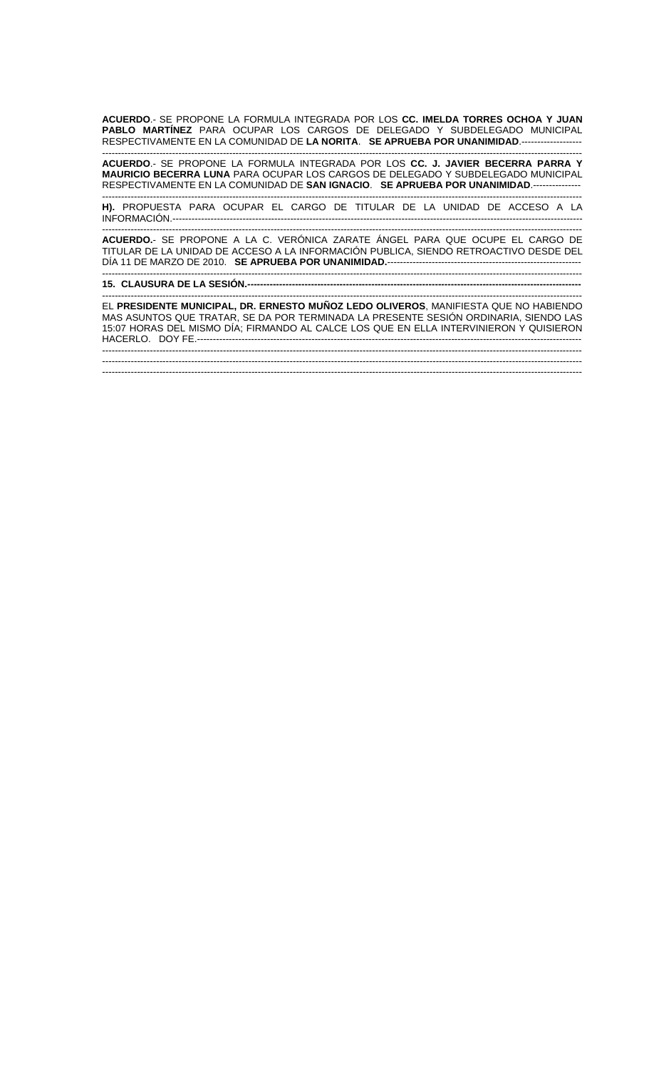**ACUERDO**.- SE PROPONE LA FORMULA INTEGRADA POR LOS **CC. IMELDA TORRES OCHOA Y JUAN PABLO MARTÍNEZ** PARA OCUPAR LOS CARGOS DE DELEGADO Y SUBDELEGADO MUNICIPAL RESPECTIVAMENTE EN LA COMUNIDAD DE **LA NORITA**. **SE APRUEBA POR UNANIMIDAD**.-------------------

---

**ACUERDO**.- SE PROPONE LA FORMULA INTEGRADA POR LOS **CC. J. JAVIER BECERRA PARRA Y MAURICIO BECERRA LUNA** PARA OCUPAR LOS CARGOS DE DELEGADO Y SUBDELEGADO MUNICIPAL RESPECTIVAMENTE EN LA COMUNIDAD DE **SAN IGNACIO**. **SE APRUEBA POR UNANIMIDAD**.---------------

---

**H).** PROPUESTA PARA OCUPAR EL CARGO DE TITULAR DE LA UNIDAD DE ACCESO A LA INFORMACIÓN.--------------------------------------------------------------------------------------------------------

---

**ACUERDO.**- SE PROPONE A LA C. VERÓNICA ZARATE ÁNGEL PARA QUE OCUPE EL CARGO DE TITULAR DE LA UNIDAD DE ACCESO A LA INFORMACIÓN PUBLICA, SIENDO RETROACTIVO DESDE DEL DÍA 11 DE MARZO DE 2010. **SE APRUEBA POR UNANIMIDAD.**-----------------------------------------------------------

---

**15. CLAUSURA DE LA SESIÓN.---------------------------------------------------------------------------------------------**

---

EL **PRESIDENTE MUNICIPAL, DR. ERNESTO MUÑOZ LEDO OLIVEROS**, MANIFIESTA QUE NO HABIENDO MAS ASUNTOS QUE TRATAR, SE DA POR TERMINADA LA PRESENTE SESIÓN ORDINARIA, SIENDO LAS 15:07 HORAS DEL MISMO DÍA; FIRMANDO AL CALCE LOS QUE EN ELLA INTERVINIERON Y QUISIERON HACERLO. DOY FE.--------------------------------------------------------------------------------------------------------------

---

---

---